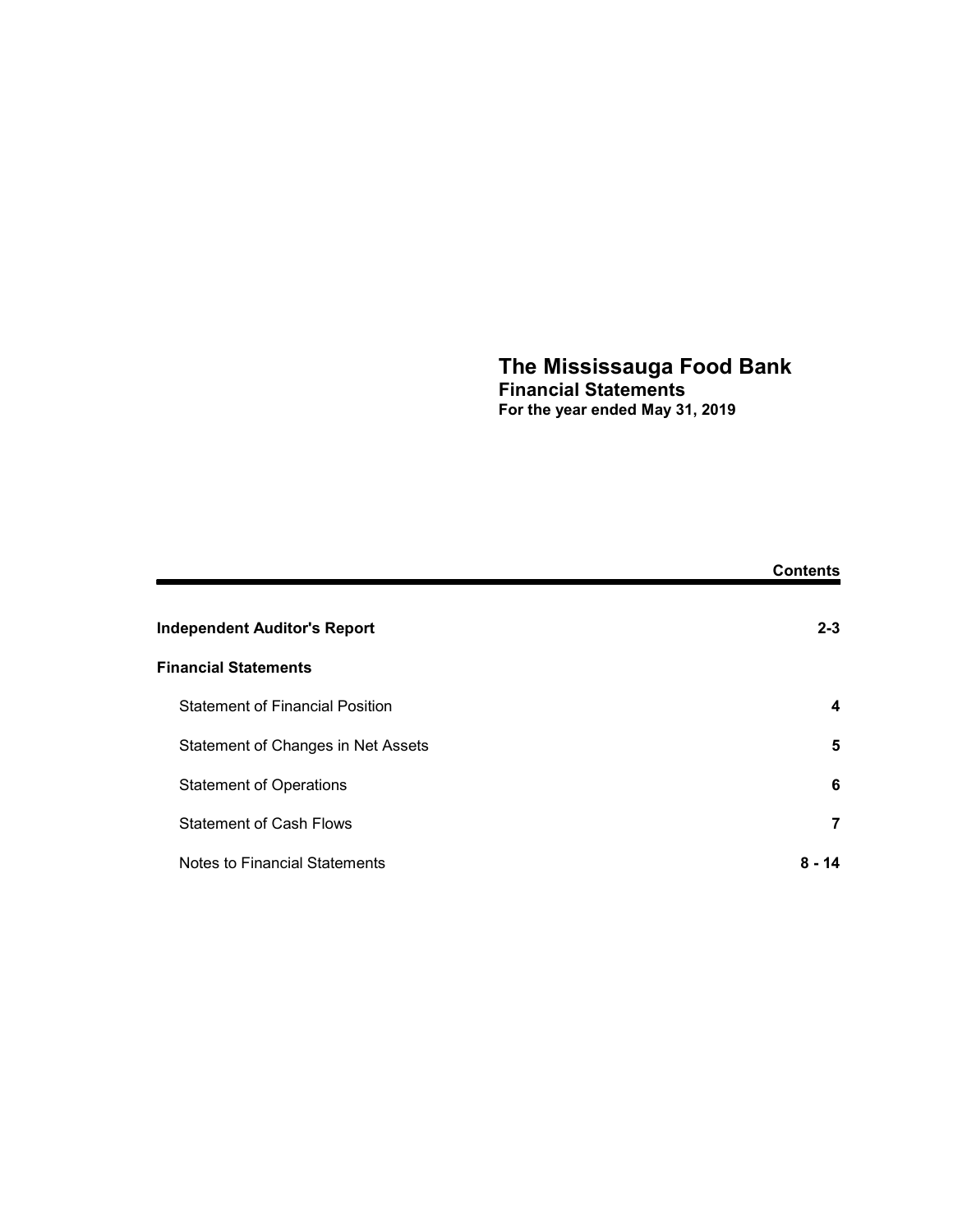# The Mississauga Food Bank

## Financial Statements

**For the year ended May 31, 2019**

| | **Contents** |
|---|---|
| **Independent Auditor's Report** | **2-3** |
| **Financial Statements** | |
| Statement of Financial Position | **4** |
| Statement of Changes in Net Assets | **5** |
| Statement of Operations | **6** |
| Statement of Cash Flows | **7** |
| Notes to Financial Statements | **8 - 14** |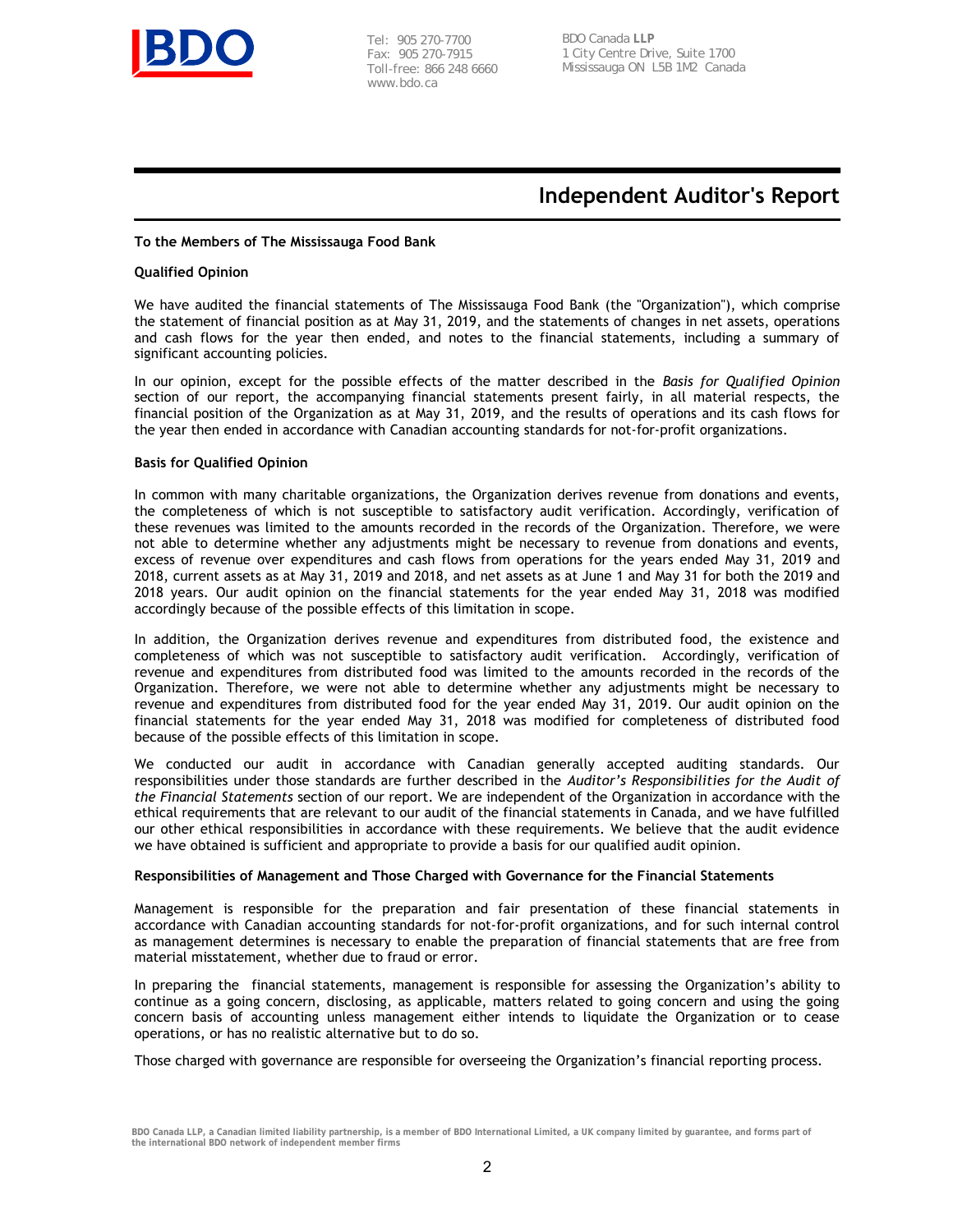Tel: 905 270-7700
Fax: 905 270-7915
Toll-free: 866 248 6660
www.bdo.ca

BDO Canada **LLP**
1 City Centre Drive, Suite 1700
Mississauga ON L5B 1M2 Canada

# Independent Auditor's Report

**To the Members of The Mississauga Food Bank**

**Qualified Opinion**

We have audited the financial statements of The Mississauga Food Bank (the "Organization"), which comprise the statement of financial position as at May 31, 2019, and the statements of changes in net assets, operations and cash flows for the year then ended, and notes to the financial statements, including a summary of significant accounting policies.

In our opinion, except for the possible effects of the matter described in the *Basis for Qualified Opinion* section of our report, the accompanying financial statements present fairly, in all material respects, the financial position of the Organization as at May 31, 2019, and the results of operations and its cash flows for the year then ended in accordance with Canadian accounting standards for not-for-profit organizations.

**Basis for Qualified Opinion**

In common with many charitable organizations, the Organization derives revenue from donations and events, the completeness of which is not susceptible to satisfactory audit verification. Accordingly, verification of these revenues was limited to the amounts recorded in the records of the Organization. Therefore, we were not able to determine whether any adjustments might be necessary to revenue from donations and events, excess of revenue over expenditures and cash flows from operations for the years ended May 31, 2019 and 2018, current assets as at May 31, 2019 and 2018, and net assets as at June 1 and May 31 for both the 2019 and 2018 years. Our audit opinion on the financial statements for the year ended May 31, 2018 was modified accordingly because of the possible effects of this limitation in scope.

In addition, the Organization derives revenue and expenditures from distributed food, the existence and completeness of which was not susceptible to satisfactory audit verification. Accordingly, verification of revenue and expenditures from distributed food was limited to the amounts recorded in the records of the Organization. Therefore, we were not able to determine whether any adjustments might be necessary to revenue and expenditures from distributed food for the year ended May 31, 2019. Our audit opinion on the financial statements for the year ended May 31, 2018 was modified for completeness of distributed food because of the possible effects of this limitation in scope.

We conducted our audit in accordance with Canadian generally accepted auditing standards. Our responsibilities under those standards are further described in the *Auditor's Responsibilities for the Audit of the Financial Statements* section of our report. We are independent of the Organization in accordance with the ethical requirements that are relevant to our audit of the financial statements in Canada, and we have fulfilled our other ethical responsibilities in accordance with these requirements. We believe that the audit evidence we have obtained is sufficient and appropriate to provide a basis for our qualified audit opinion.

**Responsibilities of Management and Those Charged with Governance for the Financial Statements**

Management is responsible for the preparation and fair presentation of these financial statements in accordance with Canadian accounting standards for not-for-profit organizations, and for such internal control as management determines is necessary to enable the preparation of financial statements that are free from material misstatement, whether due to fraud or error.

In preparing the financial statements, management is responsible for assessing the Organization's ability to continue as a going concern, disclosing, as applicable, matters related to going concern and using the going concern basis of accounting unless management either intends to liquidate the Organization or to cease operations, or has no realistic alternative but to do so.

Those charged with governance are responsible for overseeing the Organization's financial reporting process.

BDO Canada LLP, a Canadian limited liability partnership, is a member of BDO International Limited, a UK company limited by guarantee, and forms part of the international BDO network of independent member firms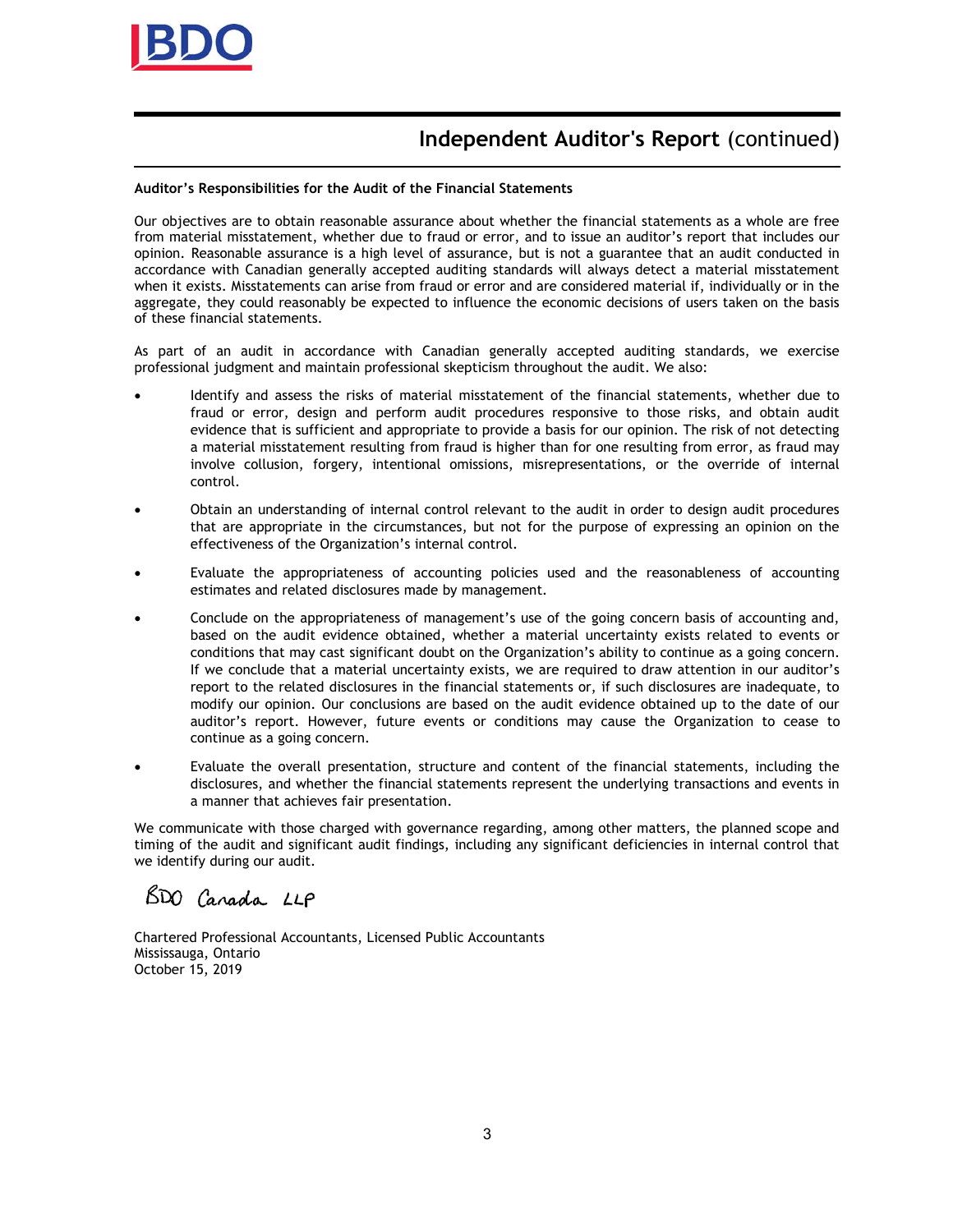# Independent Auditor's Report (continued)

**Auditor's Responsibilities for the Audit of the Financial Statements**

Our objectives are to obtain reasonable assurance about whether the financial statements as a whole are free from material misstatement, whether due to fraud or error, and to issue an auditor's report that includes our opinion. Reasonable assurance is a high level of assurance, but is not a guarantee that an audit conducted in accordance with Canadian generally accepted auditing standards will always detect a material misstatement when it exists. Misstatements can arise from fraud or error and are considered material if, individually or in the aggregate, they could reasonably be expected to influence the economic decisions of users taken on the basis of these financial statements.

As part of an audit in accordance with Canadian generally accepted auditing standards, we exercise professional judgment and maintain professional skepticism throughout the audit. We also:

- Identify and assess the risks of material misstatement of the financial statements, whether due to fraud or error, design and perform audit procedures responsive to those risks, and obtain audit evidence that is sufficient and appropriate to provide a basis for our opinion. The risk of not detecting a material misstatement resulting from fraud is higher than for one resulting from error, as fraud may involve collusion, forgery, intentional omissions, misrepresentations, or the override of internal control.
- Obtain an understanding of internal control relevant to the audit in order to design audit procedures that are appropriate in the circumstances, but not for the purpose of expressing an opinion on the effectiveness of the Organization's internal control.
- Evaluate the appropriateness of accounting policies used and the reasonableness of accounting estimates and related disclosures made by management.
- Conclude on the appropriateness of management's use of the going concern basis of accounting and, based on the audit evidence obtained, whether a material uncertainty exists related to events or conditions that may cast significant doubt on the Organization's ability to continue as a going concern. If we conclude that a material uncertainty exists, we are required to draw attention in our auditor's report to the related disclosures in the financial statements or, if such disclosures are inadequate, to modify our opinion. Our conclusions are based on the audit evidence obtained up to the date of our auditor's report. However, future events or conditions may cause the Organization to cease to continue as a going concern.
- Evaluate the overall presentation, structure and content of the financial statements, including the disclosures, and whether the financial statements represent the underlying transactions and events in a manner that achieves fair presentation.

We communicate with those charged with governance regarding, among other matters, the planned scope and timing of the audit and significant audit findings, including any significant deficiencies in internal control that we identify during our audit.

BDO Canada LLP

Chartered Professional Accountants, Licensed Public Accountants
Mississauga, Ontario
October 15, 2019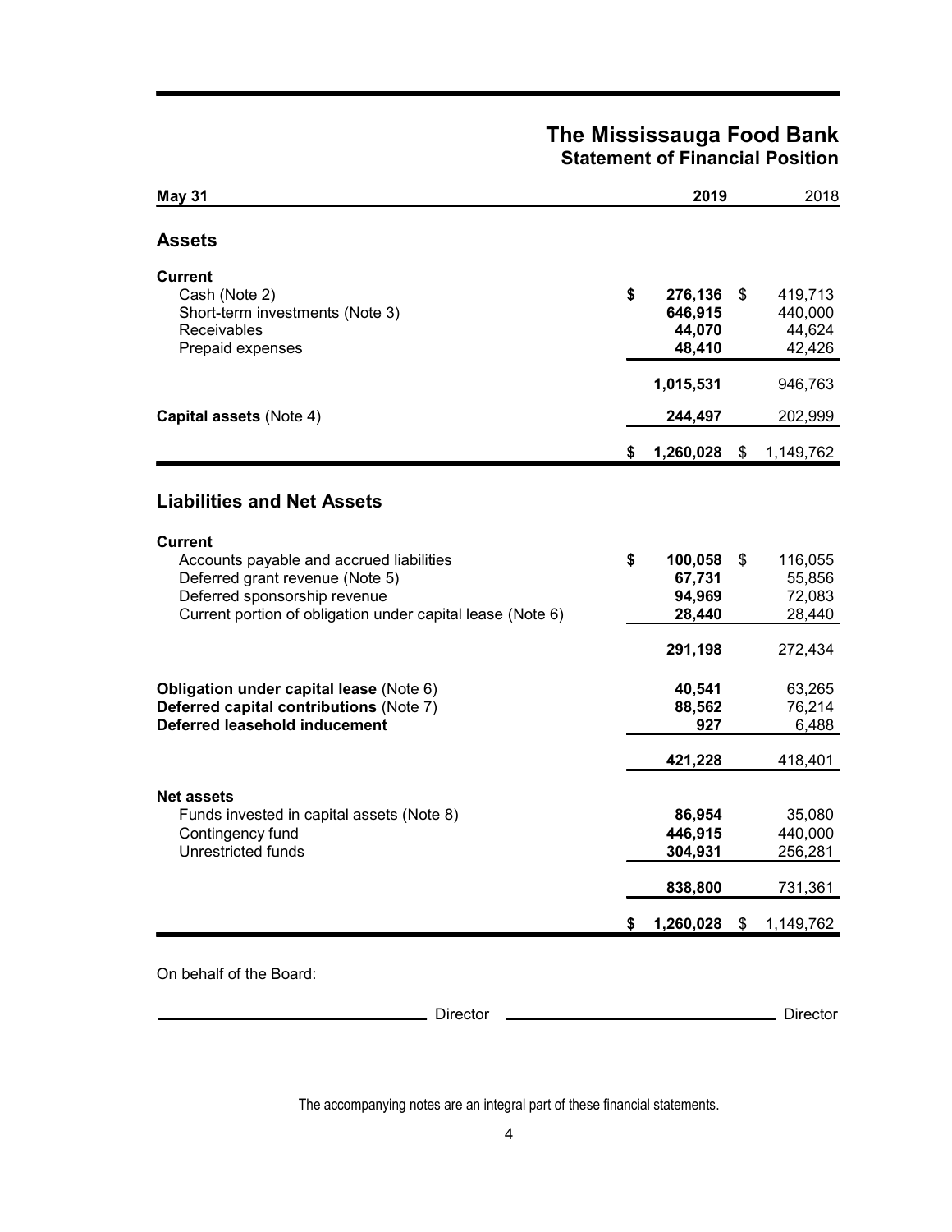# The Mississauga Food Bank
## Statement of Financial Position

| May 31 | 2019 | 2018 |
|---|---|---|
| **Assets** | | |
| **Current** | | |
| Cash (Note 2) | $ 276,136 | $ 419,713 |
| Short-term investments (Note 3) | 646,915 | 440,000 |
| Receivables | 44,070 | 44,624 |
| Prepaid expenses | 48,410 | 42,426 |
| | 1,015,531 | 946,763 |
| **Capital assets** (Note 4) | 244,497 | 202,999 |
| | $ 1,260,028 | $ 1,149,762 |
| **Liabilities and Net Assets** | | |
| **Current** | | |
| Accounts payable and accrued liabilities | $ 100,058 | $ 116,055 |
| Deferred grant revenue (Note 5) | 67,731 | 55,856 |
| Deferred sponsorship revenue | 94,969 | 72,083 |
| Current portion of obligation under capital lease (Note 6) | 28,440 | 28,440 |
| | 291,198 | 272,434 |
| **Obligation under capital lease** (Note 6) | 40,541 | 63,265 |
| **Deferred capital contributions** (Note 7) | 88,562 | 76,214 |
| **Deferred leasehold inducement** | 927 | 6,488 |
| | 421,228 | 418,401 |
| **Net assets** | | |
| Funds invested in capital assets (Note 8) | 86,954 | 35,080 |
| Contingency fund | 446,915 | 440,000 |
| Unrestricted funds | 304,931 | 256,281 |
| | 838,800 | 731,361 |
| | $ 1,260,028 | $ 1,149,762 |

On behalf of the Board:

\_\_\_\_\_\_\_\_\_\_\_\_\_\_\_\_\_\_\_\_ Director \_\_\_\_\_\_\_\_\_\_\_\_\_\_\_\_\_\_\_\_ Director

The accompanying notes are an integral part of these financial statements.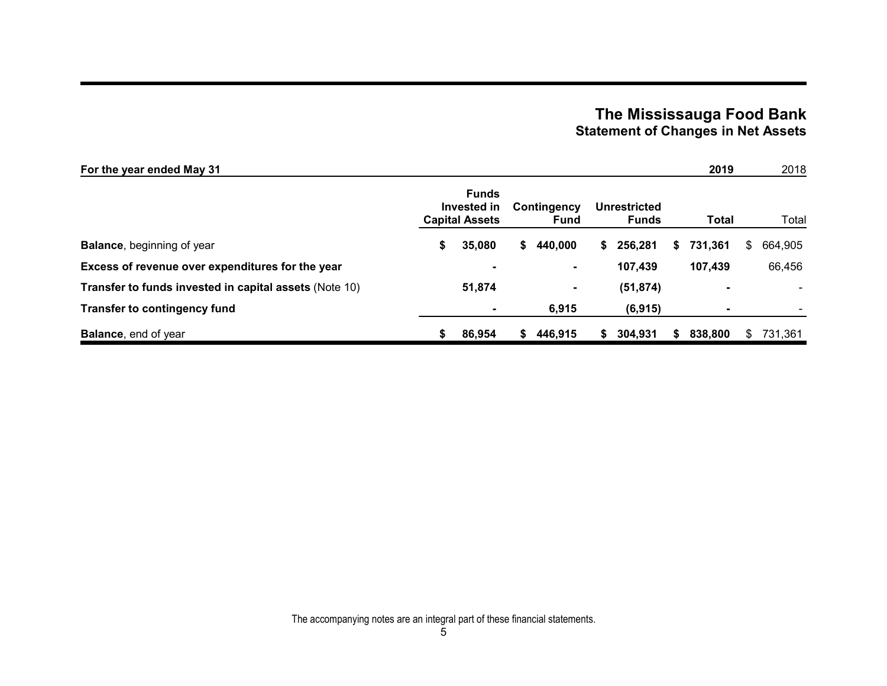# The Mississauga Food Bank
## Statement of Changes in Net Assets

| For the year ended May 31 | | | | 2019 | 2018 |
|---|---|---|---|---|---|
| | **Funds Invested in Capital Assets** | **Contingency Fund** | **Unrestricted Funds** | **Total** | Total |
| **Balance**, beginning of year | **$ 35,080** | **$ 440,000** | **$ 256,281** | **$ 731,361** | $ 664,905 |
| **Excess of revenue over expenditures for the year** | **-** | **-** | **107,439** | **107,439** | 66,456 |
| **Transfer to funds invested in capital assets** (Note 10) | **51,874** | **-** | **(51,874)** | **-** | - |
| **Transfer to contingency fund** | **-** | **6,915** | **(6,915)** | **-** | - |
| **Balance**, end of year | **$ 86,954** | **$ 446,915** | **$ 304,931** | **$ 838,800** | $ 731,361 |

The accompanying notes are an integral part of these financial statements.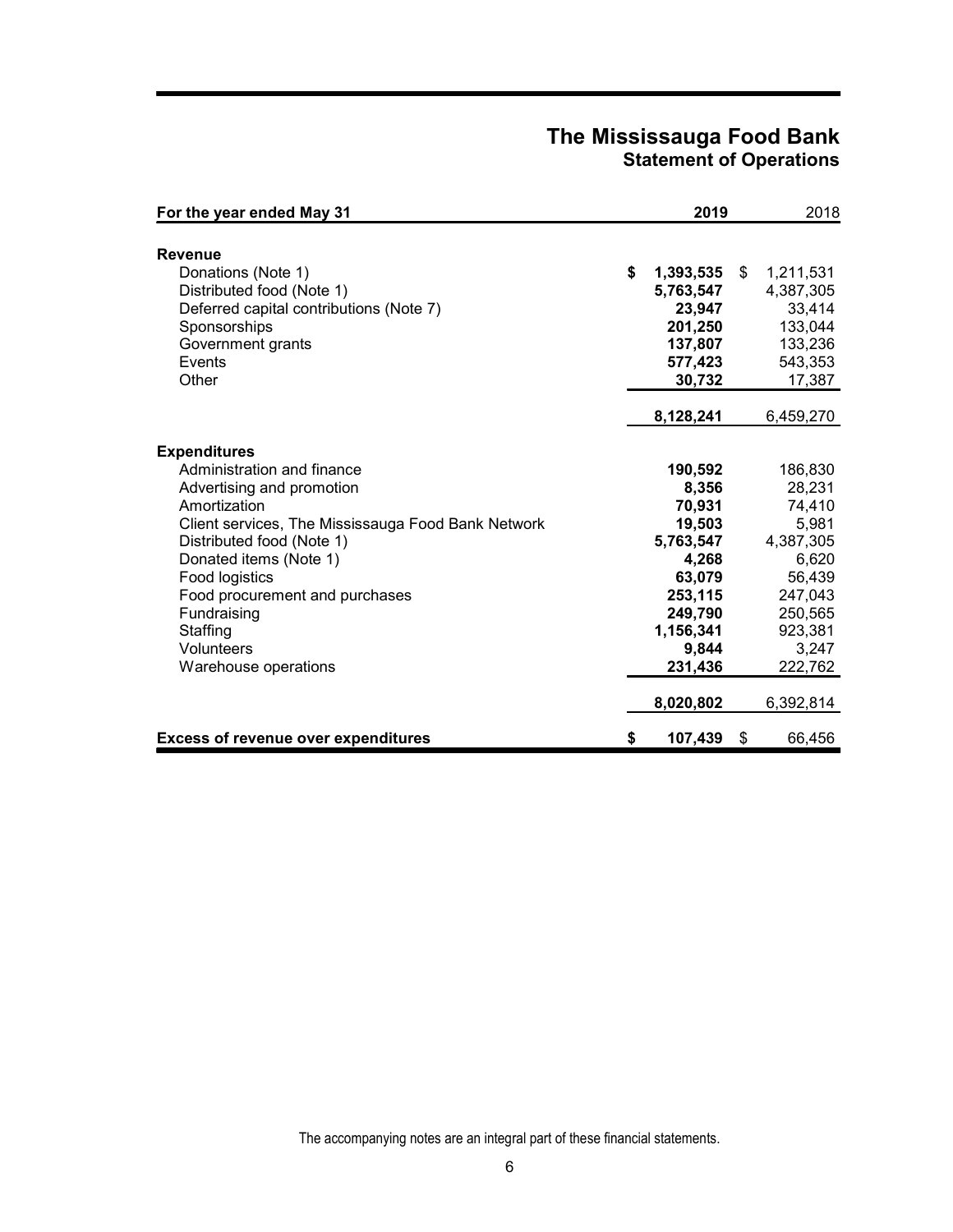# The Mississauga Food Bank
## Statement of Operations

| For the year ended May 31 | 2019 | 2018 |
|---|---|---|
| **Revenue** | | |
| Donations (Note 1) | **$ 1,393,535** | $ 1,211,531 |
| Distributed food (Note 1) | **5,763,547** | 4,387,305 |
| Deferred capital contributions (Note 7) | **23,947** | 33,414 |
| Sponsorships | **201,250** | 133,044 |
| Government grants | **137,807** | 133,236 |
| Events | **577,423** | 543,353 |
| Other | **30,732** | 17,387 |
| | **8,128,241** | 6,459,270 |
| **Expenditures** | | |
| Administration and finance | **190,592** | 186,830 |
| Advertising and promotion | **8,356** | 28,231 |
| Amortization | **70,931** | 74,410 |
| Client services, The Mississauga Food Bank Network | **19,503** | 5,981 |
| Distributed food (Note 1) | **5,763,547** | 4,387,305 |
| Donated items (Note 1) | **4,268** | 6,620 |
| Food logistics | **63,079** | 56,439 |
| Food procurement and purchases | **253,115** | 247,043 |
| Fundraising | **249,790** | 250,565 |
| Staffing | **1,156,341** | 923,381 |
| Volunteers | **9,844** | 3,247 |
| Warehouse operations | **231,436** | 222,762 |
| | **8,020,802** | 6,392,814 |
| **Excess of revenue over expenditures** | **$ 107,439** | $ 66,456 |

The accompanying notes are an integral part of these financial statements.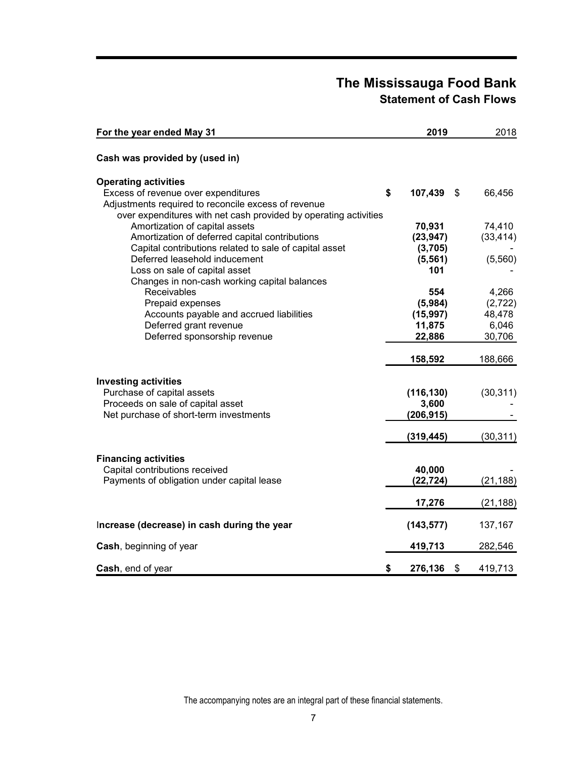# The Mississauga Food Bank

## Statement of Cash Flows

| For the year ended May 31 | 2019 | 2018 |
|---|---|---|
| **Cash was provided by (used in)** | | |
| **Operating activities** | | |
| Excess of revenue over expenditures | $ 107,439 | $ 66,456 |
| Adjustments required to reconcile excess of revenue over expenditures with net cash provided by operating activities | | |
| Amortization of capital assets | 70,931 | 74,410 |
| Amortization of deferred capital contributions | (23,947) | (33,414) |
| Capital contributions related to sale of capital asset | (3,705) | - |
| Deferred leasehold inducement | (5,561) | (5,560) |
| Loss on sale of capital asset | 101 | - |
| Changes in non-cash working capital balances | | |
| Receivables | 554 | 4,266 |
| Prepaid expenses | (5,984) | (2,722) |
| Accounts payable and accrued liabilities | (15,997) | 48,478 |
| Deferred grant revenue | 11,875 | 6,046 |
| Deferred sponsorship revenue | 22,886 | 30,706 |
| | 158,592 | 188,666 |
| **Investing activities** | | |
| Purchase of capital assets | (116,130) | (30,311) |
| Proceeds on sale of capital asset | 3,600 | - |
| Net purchase of short-term investments | (206,915) | - |
| | (319,445) | (30,311) |
| **Financing activities** | | |
| Capital contributions received | 40,000 | - |
| Payments of obligation under capital lease | (22,724) | (21,188) |
| | 17,276 | (21,188) |
| **Increase (decrease) in cash during the year** | (143,577) | 137,167 |
| **Cash**, beginning of year | 419,713 | 282,546 |
| **Cash**, end of year | $ 276,136 | $ 419,713 |

The accompanying notes are an integral part of these financial statements.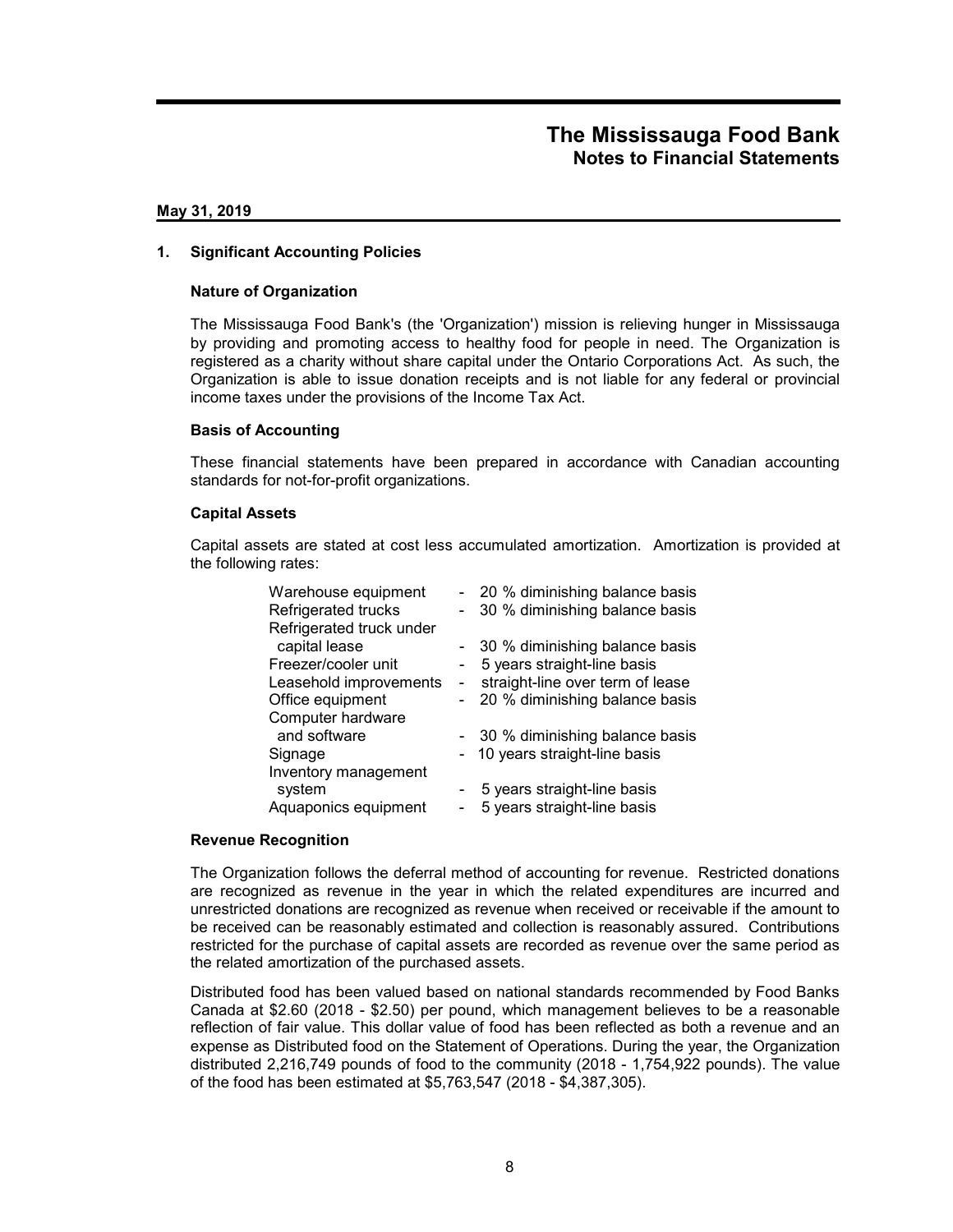# The Mississauga Food Bank
## Notes to Financial Statements

**May 31, 2019**

### 1. Significant Accounting Policies

#### Nature of Organization

The Mississauga Food Bank's (the 'Organization') mission is relieving hunger in Mississauga by providing and promoting access to healthy food for people in need. The Organization is registered as a charity without share capital under the Ontario Corporations Act. As such, the Organization is able to issue donation receipts and is not liable for any federal or provincial income taxes under the provisions of the Income Tax Act.

#### Basis of Accounting

These financial statements have been prepared in accordance with Canadian accounting standards for not-for-profit organizations.

#### Capital Assets

Capital assets are stated at cost less accumulated amortization. Amortization is provided at the following rates:

| | |
|---|---|
| Warehouse equipment | - 20 % diminishing balance basis |
| Refrigerated trucks | - 30 % diminishing balance basis |
| Refrigerated truck under capital lease | - 30 % diminishing balance basis |
| Freezer/cooler unit | - 5 years straight-line basis |
| Leasehold improvements | - straight-line over term of lease |
| Office equipment | - 20 % diminishing balance basis |
| Computer hardware and software | - 30 % diminishing balance basis |
| Signage | - 10 years straight-line basis |
| Inventory management system | - 5 years straight-line basis |
| Aquaponics equipment | - 5 years straight-line basis |

#### Revenue Recognition

The Organization follows the deferral method of accounting for revenue. Restricted donations are recognized as revenue in the year in which the related expenditures are incurred and unrestricted donations are recognized as revenue when received or receivable if the amount to be received can be reasonably estimated and collection is reasonably assured. Contributions restricted for the purchase of capital assets are recorded as revenue over the same period as the related amortization of the purchased assets.

Distributed food has been valued based on national standards recommended by Food Banks Canada at $2.60 (2018 - $2.50) per pound, which management believes to be a reasonable reflection of fair value. This dollar value of food has been reflected as both a revenue and an expense as Distributed food on the Statement of Operations. During the year, the Organization distributed 2,216,749 pounds of food to the community (2018 - 1,754,922 pounds). The value of the food has been estimated at $5,763,547 (2018 - $4,387,305).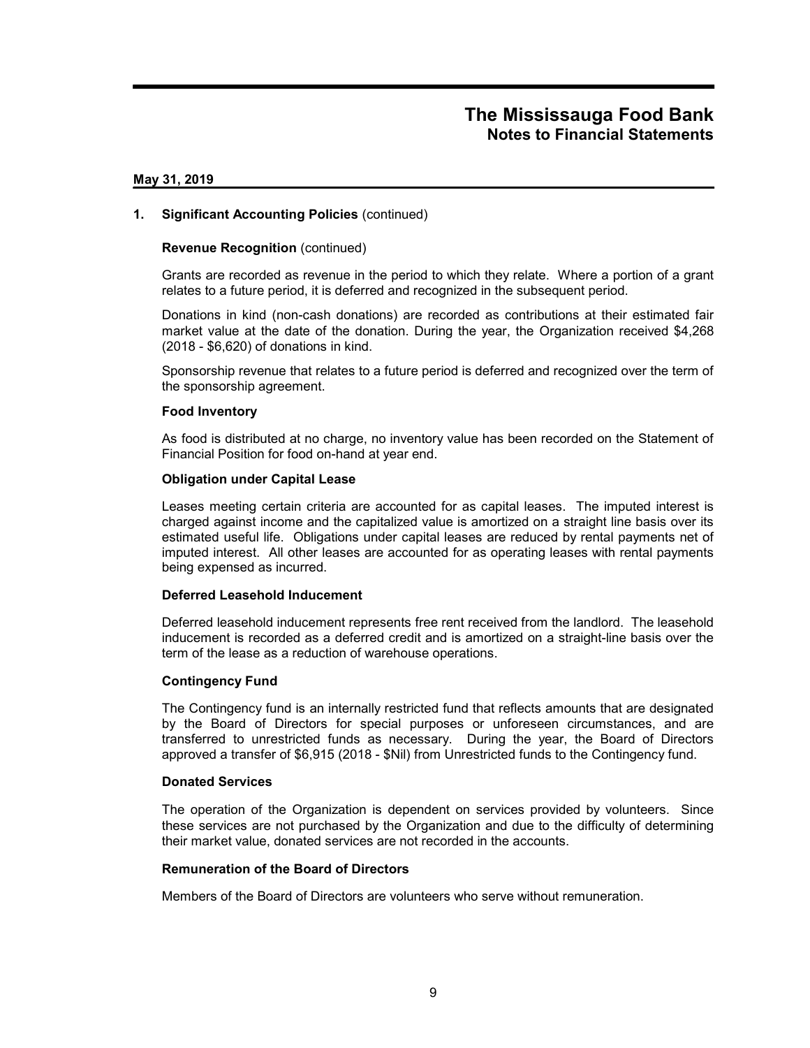# The Mississauga Food Bank
## Notes to Financial Statements

**May 31, 2019**

### 1. Significant Accounting Policies (continued)

**Revenue Recognition** (continued)

Grants are recorded as revenue in the period to which they relate. Where a portion of a grant relates to a future period, it is deferred and recognized in the subsequent period.

Donations in kind (non-cash donations) are recorded as contributions at their estimated fair market value at the date of the donation. During the year, the Organization received $4,268 (2018 - $6,620) of donations in kind.

Sponsorship revenue that relates to a future period is deferred and recognized over the term of the sponsorship agreement.

**Food Inventory**

As food is distributed at no charge, no inventory value has been recorded on the Statement of Financial Position for food on-hand at year end.

**Obligation under Capital Lease**

Leases meeting certain criteria are accounted for as capital leases. The imputed interest is charged against income and the capitalized value is amortized on a straight line basis over its estimated useful life. Obligations under capital leases are reduced by rental payments net of imputed interest. All other leases are accounted for as operating leases with rental payments being expensed as incurred.

**Deferred Leasehold Inducement**

Deferred leasehold inducement represents free rent received from the landlord. The leasehold inducement is recorded as a deferred credit and is amortized on a straight-line basis over the term of the lease as a reduction of warehouse operations.

**Contingency Fund**

The Contingency fund is an internally restricted fund that reflects amounts that are designated by the Board of Directors for special purposes or unforeseen circumstances, and are transferred to unrestricted funds as necessary. During the year, the Board of Directors approved a transfer of $6,915 (2018 - $Nil) from Unrestricted funds to the Contingency fund.

**Donated Services**

The operation of the Organization is dependent on services provided by volunteers. Since these services are not purchased by the Organization and due to the difficulty of determining their market value, donated services are not recorded in the accounts.

**Remuneration of the Board of Directors**

Members of the Board of Directors are volunteers who serve without remuneration.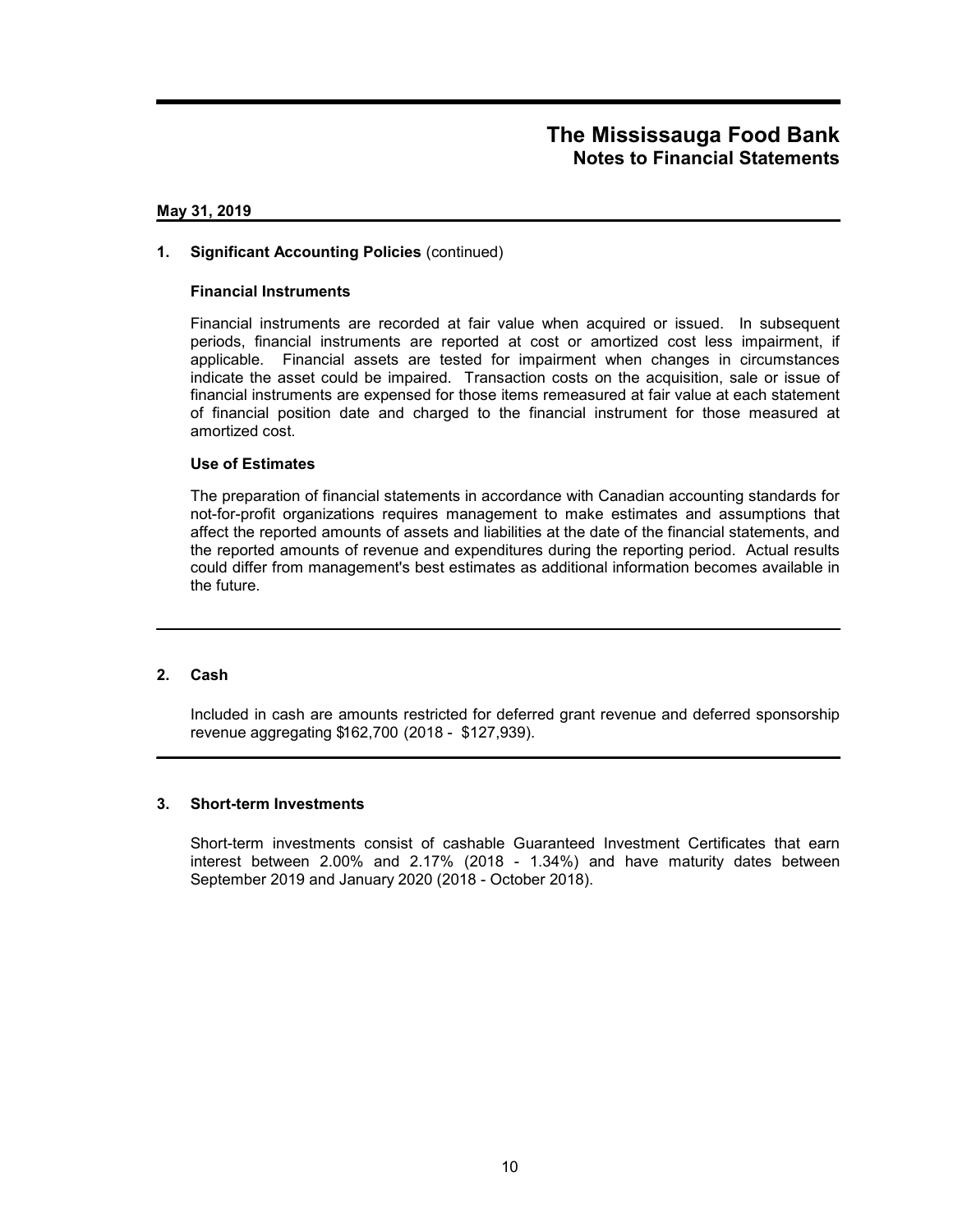# The Mississauga Food Bank
## Notes to Financial Statements

**May 31, 2019**

### 1. Significant Accounting Policies (continued)

#### Financial Instruments

Financial instruments are recorded at fair value when acquired or issued. In subsequent periods, financial instruments are reported at cost or amortized cost less impairment, if applicable. Financial assets are tested for impairment when changes in circumstances indicate the asset could be impaired. Transaction costs on the acquisition, sale or issue of financial instruments are expensed for those items remeasured at fair value at each statement of financial position date and charged to the financial instrument for those measured at amortized cost.

#### Use of Estimates

The preparation of financial statements in accordance with Canadian accounting standards for not-for-profit organizations requires management to make estimates and assumptions that affect the reported amounts of assets and liabilities at the date of the financial statements, and the reported amounts of revenue and expenditures during the reporting period. Actual results could differ from management's best estimates as additional information becomes available in the future.

### 2. Cash

Included in cash are amounts restricted for deferred grant revenue and deferred sponsorship revenue aggregating $162,700 (2018 - $127,939).

### 3. Short-term Investments

Short-term investments consist of cashable Guaranteed Investment Certificates that earn interest between 2.00% and 2.17% (2018 - 1.34%) and have maturity dates between September 2019 and January 2020 (2018 - October 2018).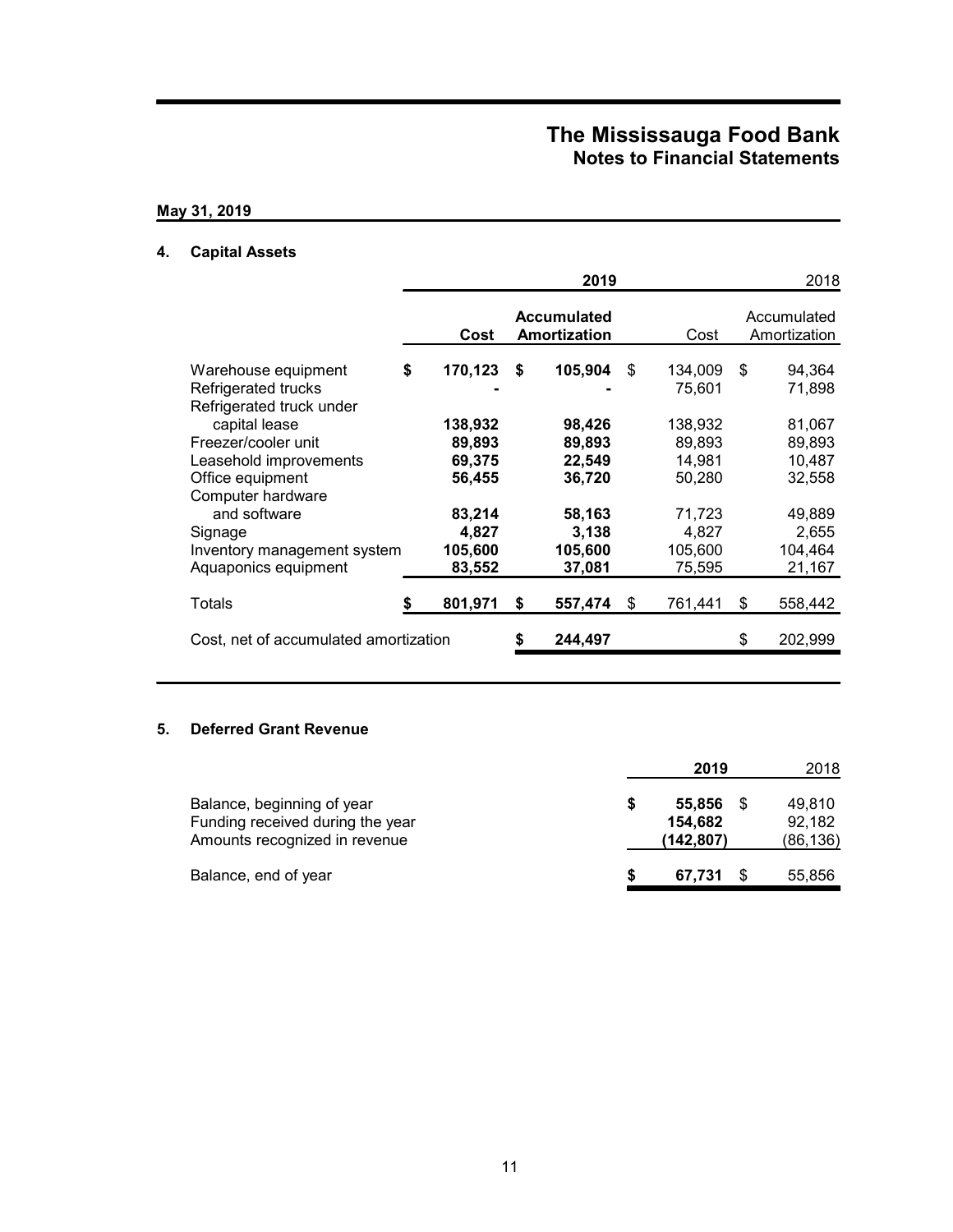# The Mississauga Food Bank
## Notes to Financial Statements

**May 31, 2019**

### 4. Capital Assets

| | 2019 | | 2018 | |
|---|---|---|---|---|
| | **Cost** | **Accumulated Amortization** | Cost | Accumulated Amortization |
| Warehouse equipment | **$ 170,123** | **$ 105,904** | $ 134,009 | $ 94,364 |
| Refrigerated trucks | **-** | **-** | 75,601 | 71,898 |
| Refrigerated truck under capital lease | **138,932** | **98,426** | 138,932 | 81,067 |
| Freezer/cooler unit | **89,893** | **89,893** | 89,893 | 89,893 |
| Leasehold improvements | **69,375** | **22,549** | 14,981 | 10,487 |
| Office equipment | **56,455** | **36,720** | 50,280 | 32,558 |
| Computer hardware and software | **83,214** | **58,163** | 71,723 | 49,889 |
| Signage | **4,827** | **3,138** | 4,827 | 2,655 |
| Inventory management system | **105,600** | **105,600** | 105,600 | 104,464 |
| Aquaponics equipment | **83,552** | **37,081** | 75,595 | 21,167 |
| Totals | **$ 801,971** | **$ 557,474** | $ 761,441 | $ 558,442 |
| Cost, net of accumulated amortization | | **$ 244,497** | | $ 202,999 |

### 5. Deferred Grant Revenue

| | **2019** | 2018 |
|---|---|---|
| Balance, beginning of year | **$ 55,856** | $ 49,810 |
| Funding received during the year | **154,682** | 92,182 |
| Amounts recognized in revenue | **(142,807)** | (86,136) |
| Balance, end of year | **$ 67,731** | $ 55,856 |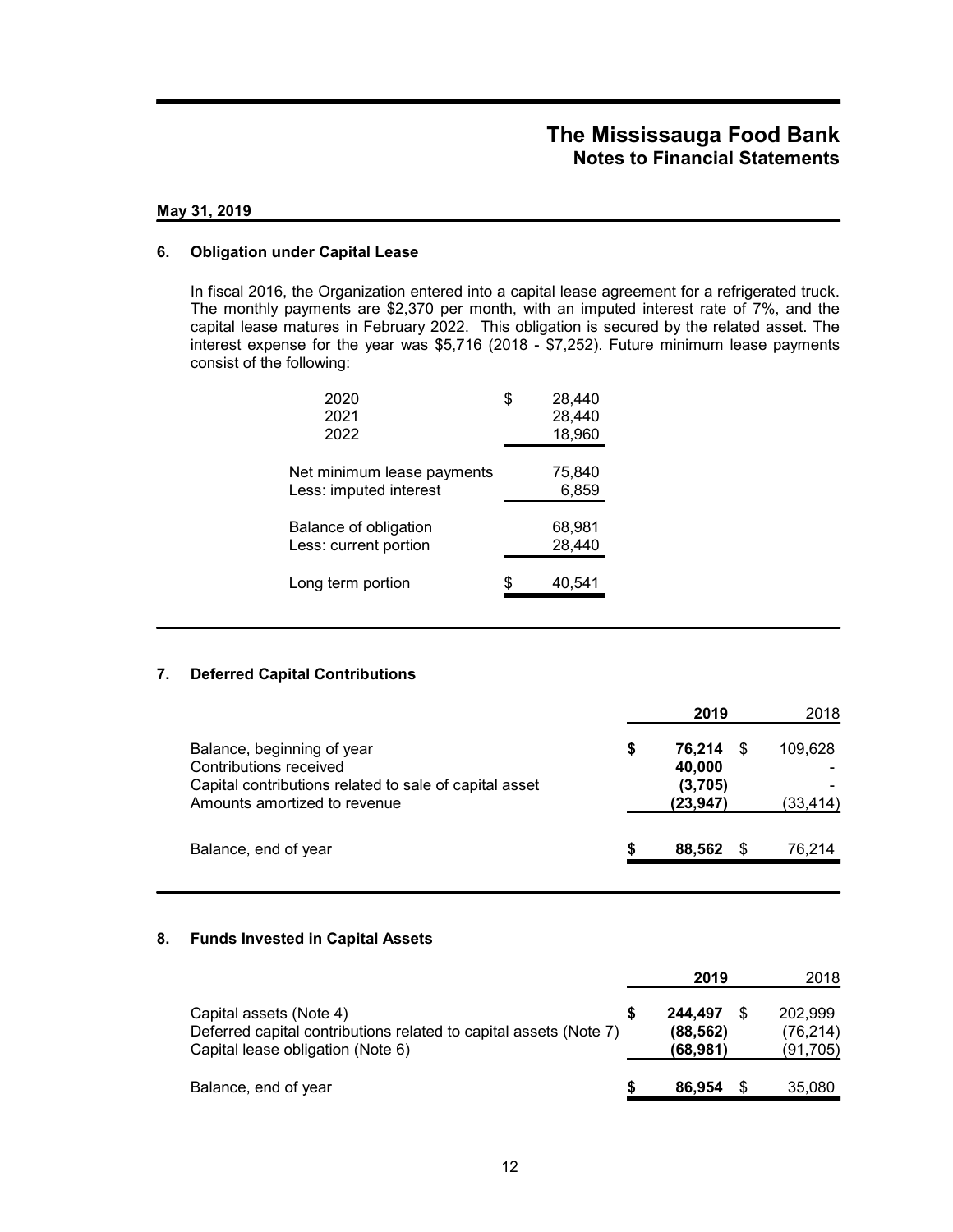# The Mississauga Food Bank
## Notes to Financial Statements

**May 31, 2019**

### 6. Obligation under Capital Lease

In fiscal 2016, the Organization entered into a capital lease agreement for a refrigerated truck. The monthly payments are $2,370 per month, with an imputed interest rate of 7%, and the capital lease matures in February 2022. This obligation is secured by the related asset. The interest expense for the year was $5,716 (2018 - $7,252). Future minimum lease payments consist of the following:

| | |
|---|---|
| 2020 | $ 28,440 |
| 2021 | 28,440 |
| 2022 | 18,960 |
| Net minimum lease payments | 75,840 |
| Less: imputed interest | 6,859 |
| Balance of obligation | 68,981 |
| Less: current portion | 28,440 |
| Long term portion | $ 40,541 |

### 7. Deferred Capital Contributions

| | **2019** | 2018 |
|---|---|---|
| Balance, beginning of year | **$ 76,214** | $ 109,628 |
| Contributions received | **40,000** | - |
| Capital contributions related to sale of capital asset | **(3,705)** | - |
| Amounts amortized to revenue | **(23,947)** | (33,414) |
| Balance, end of year | **$ 88,562** | $ 76,214 |

### 8. Funds Invested in Capital Assets

| | **2019** | 2018 |
|---|---|---|
| Capital assets (Note 4) | **$ 244,497** | $ 202,999 |
| Deferred capital contributions related to capital assets (Note 7) | **(88,562)** | (76,214) |
| Capital lease obligation (Note 6) | **(68,981)** | (91,705) |
| Balance, end of year | **$ 86,954** | $ 35,080 |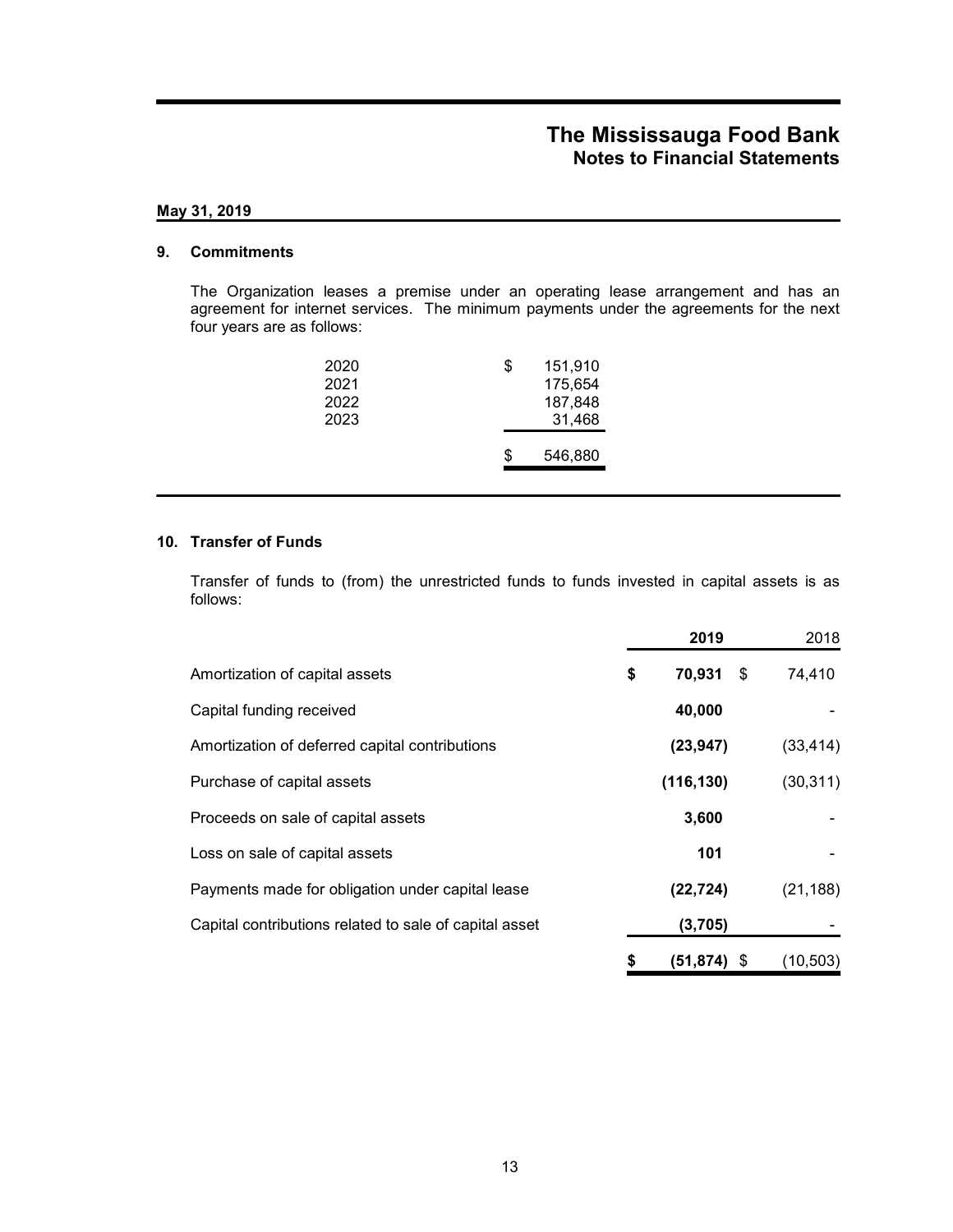# The Mississauga Food Bank
## Notes to Financial Statements

**May 31, 2019**

### 9. Commitments

The Organization leases a premise under an operating lease arrangement and has an agreement for internet services. The minimum payments under the agreements for the next four years are as follows:

| | |
|---|---|
| 2020 | $ 151,910 |
| 2021 | 175,654 |
| 2022 | 187,848 |
| 2023 | 31,468 |
| | $ 546,880 |

### 10. Transfer of Funds

Transfer of funds to (from) the unrestricted funds to funds invested in capital assets is as follows:

| | **2019** | 2018 |
|---|---|---|
| Amortization of capital assets | **$ 70,931** | $ 74,410 |
| Capital funding received | **40,000** | - |
| Amortization of deferred capital contributions | **(23,947)** | (33,414) |
| Purchase of capital assets | **(116,130)** | (30,311) |
| Proceeds on sale of capital assets | **3,600** | - |
| Loss on sale of capital assets | **101** | - |
| Payments made for obligation under capital lease | **(22,724)** | (21,188) |
| Capital contributions related to sale of capital asset | **(3,705)** | - |
| | **$ (51,874)** | $ (10,503) |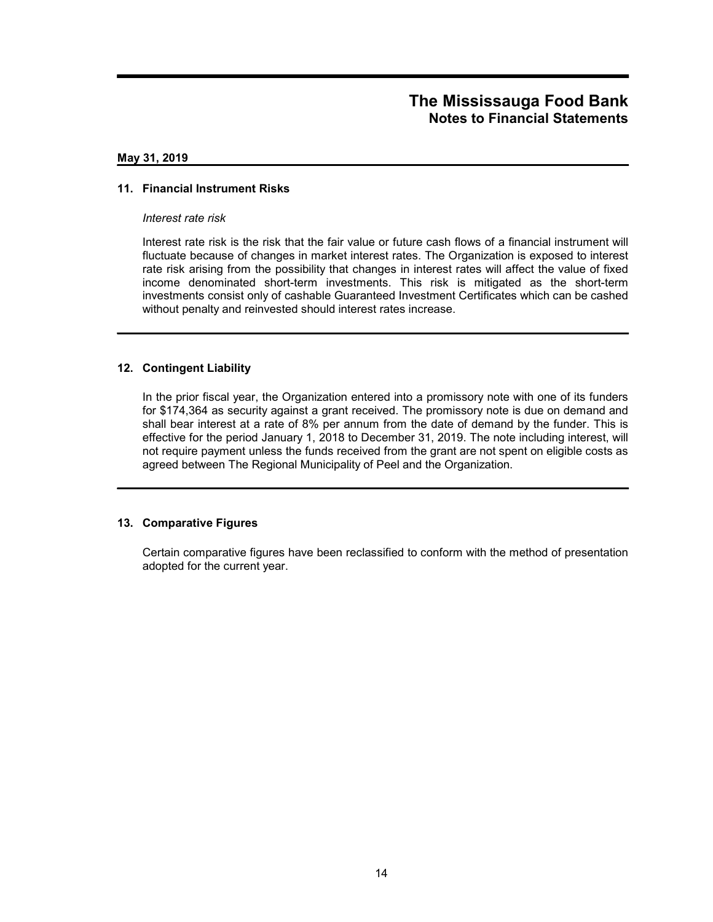**May 31, 2019**

## 11. Financial Instrument Risks

*Interest rate risk*

Interest rate risk is the risk that the fair value or future cash flows of a financial instrument will fluctuate because of changes in market interest rates. The Organization is exposed to interest rate risk arising from the possibility that changes in interest rates will affect the value of fixed income denominated short-term investments. This risk is mitigated as the short-term investments consist only of cashable Guaranteed Investment Certificates which can be cashed without penalty and reinvested should interest rates increase.

## 12. Contingent Liability

In the prior fiscal year, the Organization entered into a promissory note with one of its funders for $174,364 as security against a grant received. The promissory note is due on demand and shall bear interest at a rate of 8% per annum from the date of demand by the funder. This is effective for the period January 1, 2018 to December 31, 2019. The note including interest, will not require payment unless the funds received from the grant are not spent on eligible costs as agreed between The Regional Municipality of Peel and the Organization.

## 13. Comparative Figures

Certain comparative figures have been reclassified to conform with the method of presentation adopted for the current year.